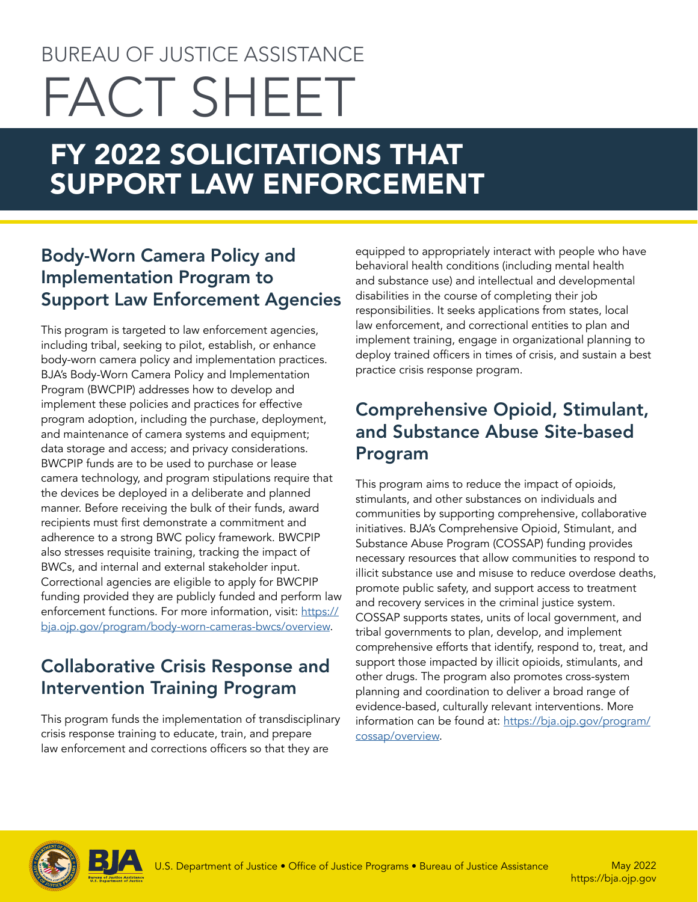BUREAU OF JUSTICE ASSISTANCE

# FACT SHEET

# FY 2022 SOLICITATIONS THAT SUPPORT LAW ENFORCEMENT

## Body-Worn Camera Policy and Implementation Program to Support Law Enforcement Agencies

This program is targeted to law enforcement agencies, including tribal, seeking to pilot, establish, or enhance body-worn camera policy and implementation practices. BJA's Body-Worn Camera Policy and Implementation Program (BWCPIP) addresses how to develop and implement these policies and practices for effective program adoption, including the purchase, deployment, and maintenance of camera systems and equipment; data storage and access; and privacy considerations. BWCPIP funds are to be used to purchase or lease camera technology, and program stipulations require that the devices be deployed in a deliberate and planned manner. Before receiving the bulk of their funds, award recipients must first demonstrate a commitment and adherence to a strong BWC policy framework. BWCPIP also stresses requisite training, tracking the impact of BWCs, and internal and external stakeholder input. Correctional agencies are eligible to apply for BWCPIP funding provided they are publicly funded and perform law enforcement functions. For more information, visit: https://bja.ojp.gov/program/body-worn-cameras-bwcs/overview.

## Collaborative Crisis Response and Intervention Training Program

This program funds the implementation of transdisciplinary crisis response training to educate, train, and prepare law enforcement and corrections officers so that they are equipped to appropriately interact with people who have behavioral health conditions (including mental health and substance use) and intellectual and developmental disabilities in the course of completing their job responsibilities. It seeks applications from states, local law enforcement, and correctional entities to plan and implement training, engage in organizational planning to deploy trained officers in times of crisis, and sustain a best practice crisis response program.

## Comprehensive Opioid, Stimulant, and Substance Abuse Site-based Program

This program aims to reduce the impact of opioids, stimulants, and other substances on individuals and communities by supporting comprehensive, collaborative initiatives. BJA's Comprehensive Opioid, Stimulant, and Substance Abuse Program (COSSAP) funding provides necessary resources that allow communities to respond to illicit substance use and misuse to reduce overdose deaths, promote public safety, and support access to treatment and recovery services in the criminal justice system. COSSAP supports states, units of local government, and tribal governments to plan, develop, and implement comprehensive efforts that identify, respond to, treat, and support those impacted by illicit opioids, stimulants, and other drugs. The program also promotes cross-system planning and coordination to deliver a broad range of evidence-based, culturally relevant interventions. More information can be found at: https://bja.ojp.gov/program/cossap/overview.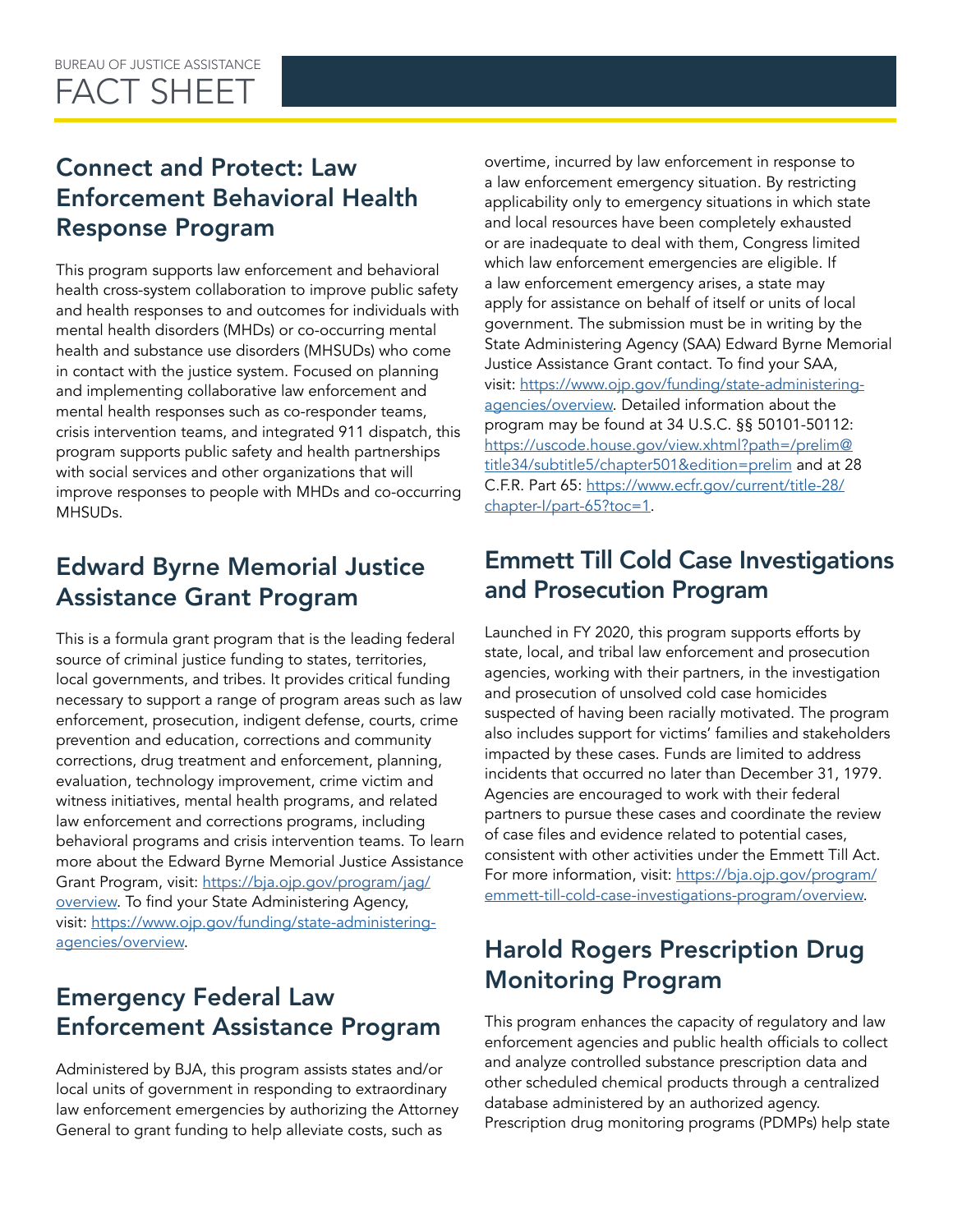## Connect and Protect: Law Enforcement Behavioral Health Response Program

This program supports law enforcement and behavioral health cross-system collaboration to improve public safety and health responses to and outcomes for individuals with mental health disorders (MHDs) or co-occurring mental health and substance use disorders (MHSUDs) who come in contact with the justice system. Focused on planning and implementing collaborative law enforcement and mental health responses such as co-responder teams, crisis intervention teams, and integrated 911 dispatch, this program supports public safety and health partnerships with social services and other organizations that will improve responses to people with MHDs and co-occurring MHSUDs.

## Edward Byrne Memorial Justice Assistance Grant Program

This is a formula grant program that is the leading federal source of criminal justice funding to states, territories, local governments, and tribes. It provides critical funding necessary to support a range of program areas such as law enforcement, prosecution, indigent defense, courts, crime prevention and education, corrections and community corrections, drug treatment and enforcement, planning, evaluation, technology improvement, crime victim and witness initiatives, mental health programs, and related law enforcement and corrections programs, including behavioral programs and crisis intervention teams. To learn more about the Edward Byrne Memorial Justice Assistance Grant Program, visit: [https://bja.ojp.gov/program/jag/overview](https://bja.ojp.gov/program/jag/overview). To find your State Administering Agency, visit: [https://www.ojp.gov/funding/state-administering-agencies/overview](https://www.ojp.gov/funding/state-administering-agencies/overview).

## Emergency Federal Law Enforcement Assistance Program

Administered by BJA, this program assists states and/or local units of government in responding to extraordinary law enforcement emergencies by authorizing the Attorney General to grant funding to help alleviate costs, such as overtime, incurred by law enforcement in response to a law enforcement emergency situation. By restricting applicability only to emergency situations in which state and local resources have been completely exhausted or are inadequate to deal with them, Congress limited which law enforcement emergencies are eligible. If a law enforcement emergency arises, a state may apply for assistance on behalf of itself or units of local government. The submission must be in writing by the State Administering Agency (SAA) Edward Byrne Memorial Justice Assistance Grant contact. To find your SAA, visit: [https://www.ojp.gov/funding/state-administering-agencies/overview](https://www.ojp.gov/funding/state-administering-agencies/overview). Detailed information about the program may be found at 34 U.S.C. §§ 50101-50112: [https://uscode.house.gov/view.xhtml?path=/prelim@title34/subtitle5/chapter501&edition=prelim](https://uscode.house.gov/view.xhtml?path=/prelim@title34/subtitle5/chapter501&edition=prelim) and at 28 C.F.R. Part 65: [https://www.ecfr.gov/current/title-28/chapter-I/part-65?toc=1](https://www.ecfr.gov/current/title-28/chapter-I/part-65?toc=1).

## Emmett Till Cold Case Investigations and Prosecution Program

Launched in FY 2020, this program supports efforts by state, local, and tribal law enforcement and prosecution agencies, working with their partners, in the investigation and prosecution of unsolved cold case homicides suspected of having been racially motivated. The program also includes support for victims' families and stakeholders impacted by these cases. Funds are limited to address incidents that occurred no later than December 31, 1979. Agencies are encouraged to work with their federal partners to pursue these cases and coordinate the review of case files and evidence related to potential cases, consistent with other activities under the Emmett Till Act. For more information, visit: [https://bja.ojp.gov/program/emmett-till-cold-case-investigations-program/overview](https://bja.ojp.gov/program/emmett-till-cold-case-investigations-program/overview).

## Harold Rogers Prescription Drug Monitoring Program

This program enhances the capacity of regulatory and law enforcement agencies and public health officials to collect and analyze controlled substance prescription data and other scheduled chemical products through a centralized database administered by an authorized agency. Prescription drug monitoring programs (PDMPs) help state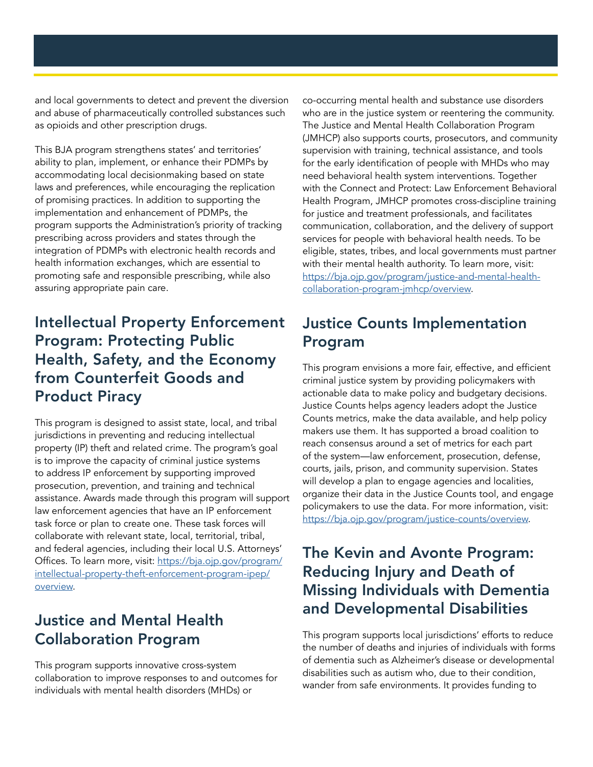and local governments to detect and prevent the diversion and abuse of pharmaceutically controlled substances such as opioids and other prescription drugs.

This BJA program strengthens states' and territories' ability to plan, implement, or enhance their PDMPs by accommodating local decisionmaking based on state laws and preferences, while encouraging the replication of promising practices. In addition to supporting the implementation and enhancement of PDMPs, the program supports the Administration's priority of tracking prescribing across providers and states through the integration of PDMPs with electronic health records and health information exchanges, which are essential to promoting safe and responsible prescribing, while also assuring appropriate pain care.

## Intellectual Property Enforcement Program: Protecting Public Health, Safety, and the Economy from Counterfeit Goods and Product Piracy

This program is designed to assist state, local, and tribal jurisdictions in preventing and reducing intellectual property (IP) theft and related crime. The program's goal is to improve the capacity of criminal justice systems to address IP enforcement by supporting improved prosecution, prevention, and training and technical assistance. Awards made through this program will support law enforcement agencies that have an IP enforcement task force or plan to create one. These task forces will collaborate with relevant state, local, territorial, tribal, and federal agencies, including their local U.S. Attorneys' Offices. To learn more, visit: [https://bja.ojp.gov/program/intellectual-property-theft-enforcement-program-ipep/overview](https://bja.ojp.gov/program/intellectual-property-theft-enforcement-program-ipep/overview).

## Justice and Mental Health Collaboration Program

This program supports innovative cross-system collaboration to improve responses to and outcomes for individuals with mental health disorders (MHDs) or co-occurring mental health and substance use disorders who are in the justice system or reentering the community. The Justice and Mental Health Collaboration Program (JMHCP) also supports courts, prosecutors, and community supervision with training, technical assistance, and tools for the early identification of people with MHDs who may need behavioral health system interventions. Together with the Connect and Protect: Law Enforcement Behavioral Health Program, JMHCP promotes cross-discipline training for justice and treatment professionals, and facilitates communication, collaboration, and the delivery of support services for people with behavioral health needs. To be eligible, states, tribes, and local governments must partner with their mental health authority. To learn more, visit: [https://bja.ojp.gov/program/justice-and-mental-health-collaboration-program-jmhcp/overview](https://bja.ojp.gov/program/justice-and-mental-health-collaboration-program-jmhcp/overview).

## Justice Counts Implementation Program

This program envisions a more fair, effective, and efficient criminal justice system by providing policymakers with actionable data to make policy and budgetary decisions. Justice Counts helps agency leaders adopt the Justice Counts metrics, make the data available, and help policy makers use them. It has supported a broad coalition to reach consensus around a set of metrics for each part of the system—law enforcement, prosecution, defense, courts, jails, prison, and community supervision. States will develop a plan to engage agencies and localities, organize their data in the Justice Counts tool, and engage policymakers to use the data. For more information, visit: [https://bja.ojp.gov/program/justice-counts/overview](https://bja.ojp.gov/program/justice-counts/overview).

## The Kevin and Avonte Program: Reducing Injury and Death of Missing Individuals with Dementia and Developmental Disabilities

This program supports local jurisdictions' efforts to reduce the number of deaths and injuries of individuals with forms of dementia such as Alzheimer's disease or developmental disabilities such as autism who, due to their condition, wander from safe environments. It provides funding to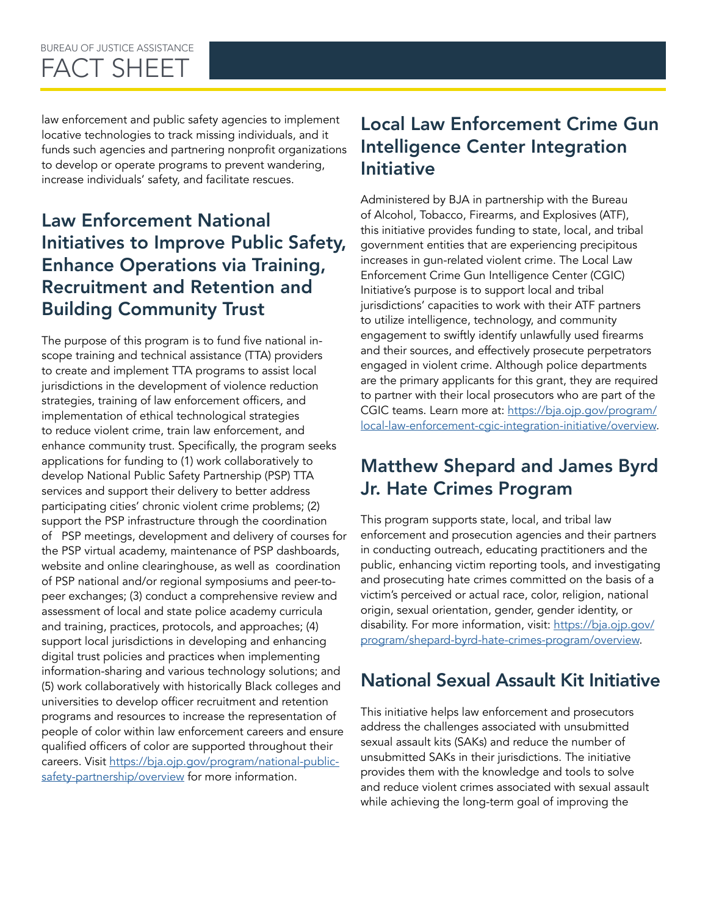law enforcement and public safety agencies to implement locative technologies to track missing individuals, and it funds such agencies and partnering nonprofit organizations to develop or operate programs to prevent wandering, increase individuals' safety, and facilitate rescues.

## Law Enforcement National Initiatives to Improve Public Safety, Enhance Operations via Training, Recruitment and Retention and Building Community Trust

The purpose of this program is to fund five national in-scope training and technical assistance (TTA) providers to create and implement TTA programs to assist local jurisdictions in the development of violence reduction strategies, training of law enforcement officers, and implementation of ethical technological strategies to reduce violent crime, train law enforcement, and enhance community trust. Specifically, the program seeks applications for funding to (1) work collaboratively to develop National Public Safety Partnership (PSP) TTA services and support their delivery to better address participating cities' chronic violent crime problems; (2) support the PSP infrastructure through the coordination of PSP meetings, development and delivery of courses for the PSP virtual academy, maintenance of PSP dashboards, website and online clearinghouse, as well as coordination of PSP national and/or regional symposiums and peer-to-peer exchanges; (3) conduct a comprehensive review and assessment of local and state police academy curricula and training, practices, protocols, and approaches; (4) support local jurisdictions in developing and enhancing digital trust policies and practices when implementing information-sharing and various technology solutions; and (5) work collaboratively with historically Black colleges and universities to develop officer recruitment and retention programs and resources to increase the representation of people of color within law enforcement careers and ensure qualified officers of color are supported throughout their careers. Visit https://bja.ojp.gov/program/national-public-safety-partnership/overview for more information.

## Local Law Enforcement Crime Gun Intelligence Center Integration Initiative

Administered by BJA in partnership with the Bureau of Alcohol, Tobacco, Firearms, and Explosives (ATF), this initiative provides funding to state, local, and tribal government entities that are experiencing precipitous increases in gun-related violent crime. The Local Law Enforcement Crime Gun Intelligence Center (CGIC) Initiative's purpose is to support local and tribal jurisdictions' capacities to work with their ATF partners to utilize intelligence, technology, and community engagement to swiftly identify unlawfully used firearms and their sources, and effectively prosecute perpetrators engaged in violent crime. Although police departments are the primary applicants for this grant, they are required to partner with their local prosecutors who are part of the CGIC teams. Learn more at: https://bja.ojp.gov/program/local-law-enforcement-cgic-integration-initiative/overview.

## Matthew Shepard and James Byrd Jr. Hate Crimes Program

This program supports state, local, and tribal law enforcement and prosecution agencies and their partners in conducting outreach, educating practitioners and the public, enhancing victim reporting tools, and investigating and prosecuting hate crimes committed on the basis of a victim's perceived or actual race, color, religion, national origin, sexual orientation, gender, gender identity, or disability. For more information, visit: https://bja.ojp.gov/program/shepard-byrd-hate-crimes-program/overview.

## National Sexual Assault Kit Initiative

This initiative helps law enforcement and prosecutors address the challenges associated with unsubmitted sexual assault kits (SAKs) and reduce the number of unsubmitted SAKs in their jurisdictions. The initiative provides them with the knowledge and tools to solve and reduce violent crimes associated with sexual assault while achieving the long-term goal of improving the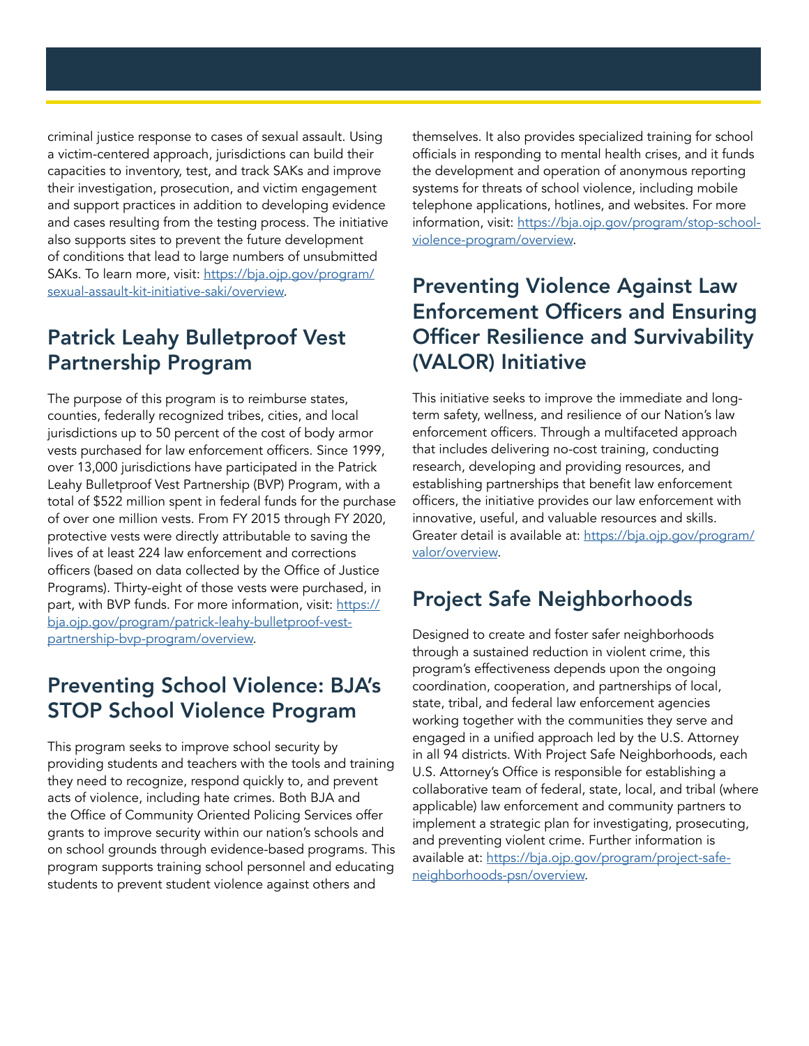criminal justice response to cases of sexual assault. Using a victim-centered approach, jurisdictions can build their capacities to inventory, test, and track SAKs and improve their investigation, prosecution, and victim engagement and support practices in addition to developing evidence and cases resulting from the testing process. The initiative also supports sites to prevent the future development of conditions that lead to large numbers of unsubmitted SAKs. To learn more, visit: [https://bja.ojp.gov/program/sexual-assault-kit-initiative-saki/overview](https://bja.ojp.gov/program/sexual-assault-kit-initiative-saki/overview).

## Patrick Leahy Bulletproof Vest Partnership Program

The purpose of this program is to reimburse states, counties, federally recognized tribes, cities, and local jurisdictions up to 50 percent of the cost of body armor vests purchased for law enforcement officers. Since 1999, over 13,000 jurisdictions have participated in the Patrick Leahy Bulletproof Vest Partnership (BVP) Program, with a total of $522 million spent in federal funds for the purchase of over one million vests. From FY 2015 through FY 2020, protective vests were directly attributable to saving the lives of at least 224 law enforcement and corrections officers (based on data collected by the Office of Justice Programs). Thirty-eight of those vests were purchased, in part, with BVP funds. For more information, visit: [https://bja.ojp.gov/program/patrick-leahy-bulletproof-vest-partnership-bvp-program/overview](https://bja.ojp.gov/program/patrick-leahy-bulletproof-vest-partnership-bvp-program/overview).

## Preventing School Violence: BJA's STOP School Violence Program

This program seeks to improve school security by providing students and teachers with the tools and training they need to recognize, respond quickly to, and prevent acts of violence, including hate crimes. Both BJA and the Office of Community Oriented Policing Services offer grants to improve security within our nation's schools and on school grounds through evidence-based programs. This program supports training school personnel and educating students to prevent student violence against others and themselves. It also provides specialized training for school officials in responding to mental health crises, and it funds the development and operation of anonymous reporting systems for threats of school violence, including mobile telephone applications, hotlines, and websites. For more information, visit: [https://bja.ojp.gov/program/stop-school-violence-program/overview](https://bja.ojp.gov/program/stop-school-violence-program/overview).

## Preventing Violence Against Law Enforcement Officers and Ensuring Officer Resilience and Survivability (VALOR) Initiative

This initiative seeks to improve the immediate and long-term safety, wellness, and resilience of our Nation's law enforcement officers. Through a multifaceted approach that includes delivering no-cost training, conducting research, developing and providing resources, and establishing partnerships that benefit law enforcement officers, the initiative provides our law enforcement with innovative, useful, and valuable resources and skills. Greater detail is available at: [https://bja.ojp.gov/program/valor/overview](https://bja.ojp.gov/program/valor/overview).

## Project Safe Neighborhoods

Designed to create and foster safer neighborhoods through a sustained reduction in violent crime, this program's effectiveness depends upon the ongoing coordination, cooperation, and partnerships of local, state, tribal, and federal law enforcement agencies working together with the communities they serve and engaged in a unified approach led by the U.S. Attorney in all 94 districts. With Project Safe Neighborhoods, each U.S. Attorney's Office is responsible for establishing a collaborative team of federal, state, local, and tribal (where applicable) law enforcement and community partners to implement a strategic plan for investigating, prosecuting, and preventing violent crime. Further information is available at: [https://bja.ojp.gov/program/project-safe-neighborhoods-psn/overview](https://bja.ojp.gov/program/project-safe-neighborhoods-psn/overview).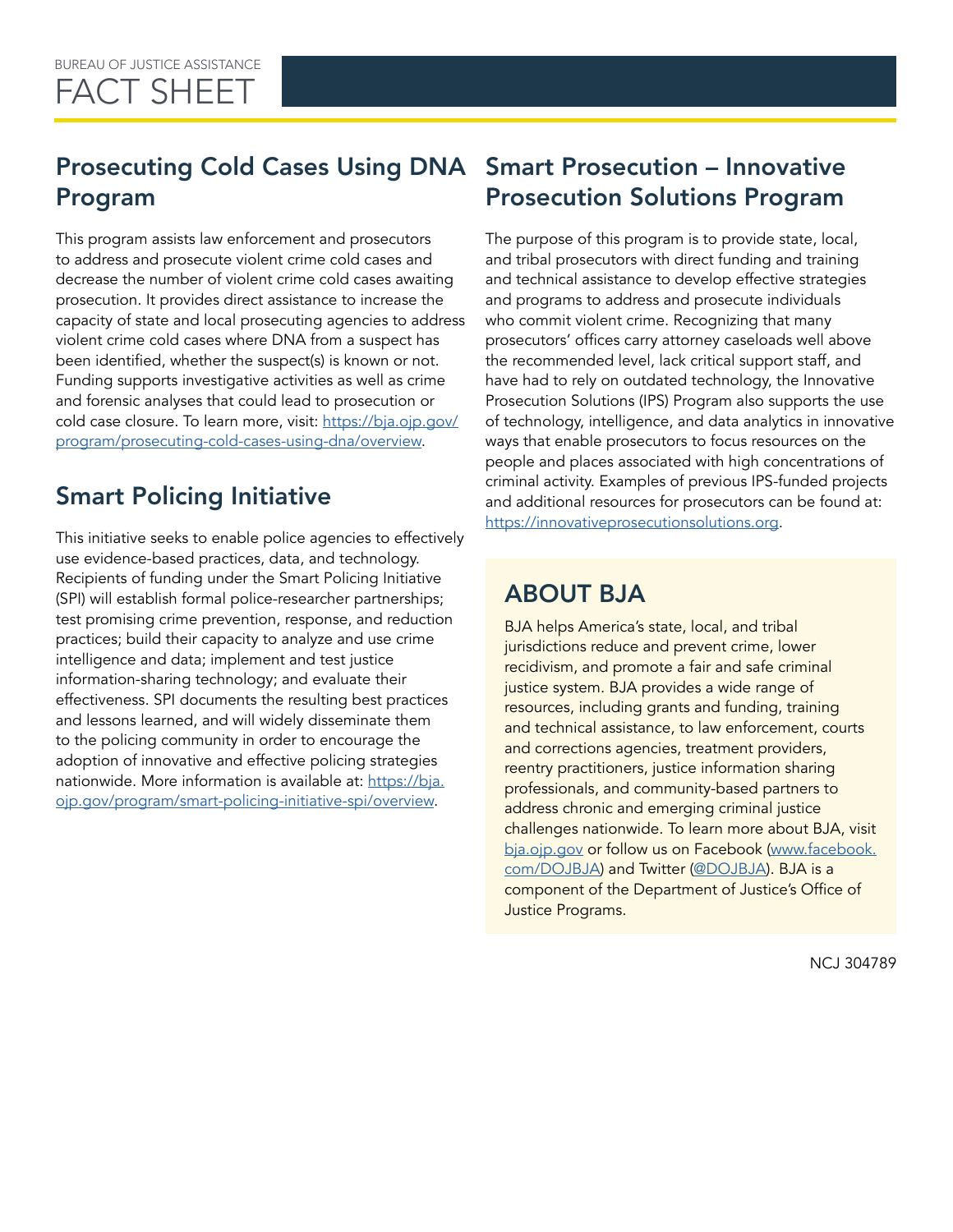## Prosecuting Cold Cases Using DNA Program

This program assists law enforcement and prosecutors to address and prosecute violent crime cold cases and decrease the number of violent crime cold cases awaiting prosecution. It provides direct assistance to increase the capacity of state and local prosecuting agencies to address violent crime cold cases where DNA from a suspect has been identified, whether the suspect(s) is known or not. Funding supports investigative activities as well as crime and forensic analyses that could lead to prosecution or cold case closure. To learn more, visit: https://bja.ojp.gov/program/prosecuting-cold-cases-using-dna/overview.

## Smart Policing Initiative

This initiative seeks to enable police agencies to effectively use evidence-based practices, data, and technology. Recipients of funding under the Smart Policing Initiative (SPI) will establish formal police-researcher partnerships; test promising crime prevention, response, and reduction practices; build their capacity to analyze and use crime intelligence and data; implement and test justice information-sharing technology; and evaluate their effectiveness. SPI documents the resulting best practices and lessons learned, and will widely disseminate them to the policing community in order to encourage the adoption of innovative and effective policing strategies nationwide. More information is available at: https://bja.ojp.gov/program/smart-policing-initiative-spi/overview.

## Smart Prosecution – Innovative Prosecution Solutions Program

The purpose of this program is to provide state, local, and tribal prosecutors with direct funding and training and technical assistance to develop effective strategies and programs to address and prosecute individuals who commit violent crime. Recognizing that many prosecutors' offices carry attorney caseloads well above the recommended level, lack critical support staff, and have had to rely on outdated technology, the Innovative Prosecution Solutions (IPS) Program also supports the use of technology, intelligence, and data analytics in innovative ways that enable prosecutors to focus resources on the people and places associated with high concentrations of criminal activity. Examples of previous IPS-funded projects and additional resources for prosecutors can be found at: https://innovativeprosecutionsolutions.org.

## ABOUT BJA

BJA helps America's state, local, and tribal jurisdictions reduce and prevent crime, lower recidivism, and promote a fair and safe criminal justice system. BJA provides a wide range of resources, including grants and funding, training and technical assistance, to law enforcement, courts and corrections agencies, treatment providers, reentry practitioners, justice information sharing professionals, and community-based partners to address chronic and emerging criminal justice challenges nationwide. To learn more about BJA, visit bja.ojp.gov or follow us on Facebook (www.facebook.com/DOJBJA) and Twitter (@DOJBJA). BJA is a component of the Department of Justice's Office of Justice Programs.

NCJ 304789